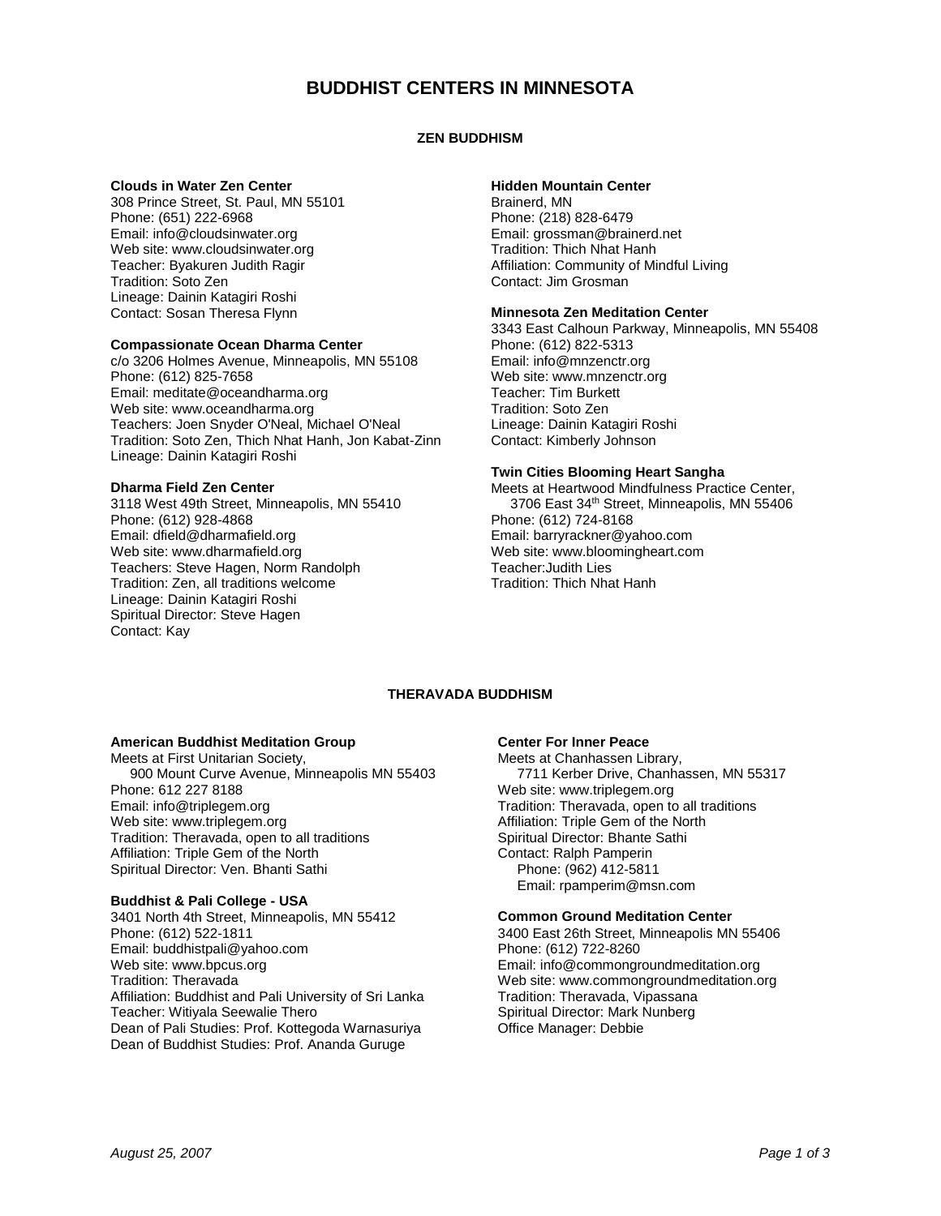# BUDDHIST CENTERS IN MINNESOTA

## ZEN BUDDHISM

**Clouds in Water Zen Center**
308 Prince Street, St. Paul, MN 55101
Phone: (651) 222-6968
Email: info@cloudsinwater.org
Web site: www.cloudsinwater.org
Teacher: Byakuren Judith Ragir
Tradition: Soto Zen
Lineage: Dainin Katagiri Roshi
Contact: Sosan Theresa Flynn

**Compassionate Ocean Dharma Center**
c/o 3206 Holmes Avenue, Minneapolis, MN 55108
Phone: (612) 825-7658
Email: meditate@oceandharma.org
Web site: www.oceandharma.org
Teachers: Joen Snyder O'Neal, Michael O'Neal
Tradition: Soto Zen, Thich Nhat Hanh, Jon Kabat-Zinn
Lineage: Dainin Katagiri Roshi

**Dharma Field Zen Center**
3118 West 49th Street, Minneapolis, MN 55410
Phone: (612) 928-4868
Email: dfield@dharmafield.org
Web site: www.dharmafield.org
Teachers: Steve Hagen, Norm Randolph
Tradition: Zen, all traditions welcome
Lineage: Dainin Katagiri Roshi
Spiritual Director: Steve Hagen
Contact: Kay

**Hidden Mountain Center**
Brainerd, MN
Phone: (218) 828-6479
Email: grossman@brainerd.net
Tradition: Thich Nhat Hanh
Affiliation: Community of Mindful Living
Contact: Jim Grosman

**Minnesota Zen Meditation Center**
3343 East Calhoun Parkway, Minneapolis, MN 55408
Phone: (612) 822-5313
Email: info@mnzenctr.org
Web site: www.mnzenctr.org
Teacher: Tim Burkett
Tradition: Soto Zen
Lineage: Dainin Katagiri Roshi
Contact: Kimberly Johnson

**Twin Cities Blooming Heart Sangha**
Meets at Heartwood Mindfulness Practice Center,
3706 East 34th Street, Minneapolis, MN 55406
Phone: (612) 724-8168
Email: barryrackner@yahoo.com
Web site: www.bloomingheart.com
Teacher:Judith Lies
Tradition: Thich Nhat Hanh

## THERAVADA BUDDHISM

**American Buddhist Meditation Group**
Meets at First Unitarian Society,
900 Mount Curve Avenue, Minneapolis MN 55403
Phone: 612 227 8188
Email: info@triplegem.org
Web site: www.triplegem.org
Tradition: Theravada, open to all traditions
Affiliation: Triple Gem of the North
Spiritual Director: Ven. Bhanti Sathi

**Buddhist & Pali College - USA**
3401 North 4th Street, Minneapolis, MN 55412
Phone: (612) 522-1811
Email: buddhistpali@yahoo.com
Web site: www.bpcus.org
Tradition: Theravada
Affiliation: Buddhist and Pali University of Sri Lanka
Teacher: Witiyala Seewalie Thero
Dean of Pali Studies: Prof. Kottegoda Warnasuriya
Dean of Buddhist Studies: Prof. Ananda Guruge

**Center For Inner Peace**
Meets at Chanhassen Library,
7711 Kerber Drive, Chanhassen, MN 55317
Web site: www.triplegem.org
Tradition: Theravada, open to all traditions
Affiliation: Triple Gem of the North
Spiritual Director: Bhante Sathi
Contact: Ralph Pamperin
Phone: (962) 412-5811
Email: rpamperim@msn.com

**Common Ground Meditation Center**
3400 East 26th Street, Minneapolis MN 55406
Phone: (612) 722-8260
Email: info@commongroundmeditation.org
Web site: www.commongroundmeditation.org
Tradition: Theravada, Vipassana
Spiritual Director: Mark Nunberg
Office Manager: Debbie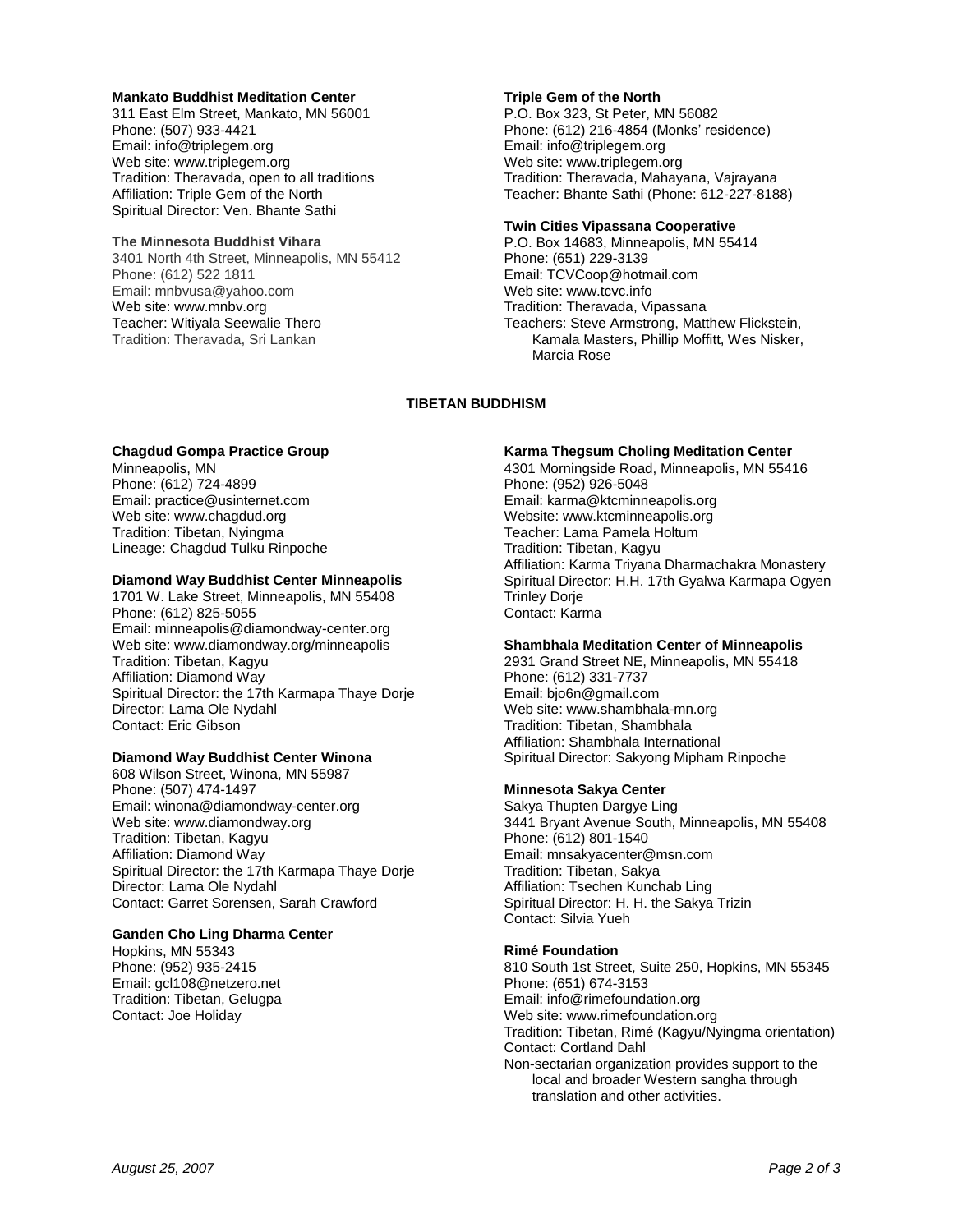**Mankato Buddhist Meditation Center**
311 East Elm Street, Mankato, MN 56001
Phone: (507) 933-4421
Email: info@triplegem.org
Web site: www.triplegem.org
Tradition: Theravada, open to all traditions
Affiliation: Triple Gem of the North
Spiritual Director: Ven. Bhante Sathi

**The Minnesota Buddhist Vihara**
3401 North 4th Street, Minneapolis, MN 55412
Phone: (612) 522 1811
Email: mnbvusa@yahoo.com
Web site: www.mnbv.org
Teacher: Witiyala Seewalie Thero
Tradition: Theravada, Sri Lankan

**Triple Gem of the North**
P.O. Box 323, St Peter, MN 56082
Phone: (612) 216-4854 (Monks' residence)
Email: info@triplegem.org
Web site: www.triplegem.org
Tradition: Theravada, Mahayana, Vajrayana
Teacher: Bhante Sathi (Phone: 612-227-8188)

**Twin Cities Vipassana Cooperative**
P.O. Box 14683, Minneapolis, MN 55414
Phone: (651) 229-3139
Email: TCVCoop@hotmail.com
Web site: www.tcvc.info
Tradition: Theravada, Vipassana
Teachers: Steve Armstrong, Matthew Flickstein, Kamala Masters, Phillip Moffitt, Wes Nisker, Marcia Rose

## TIBETAN BUDDHISM

**Chagdud Gompa Practice Group**
Minneapolis, MN
Phone: (612) 724-4899
Email: practice@usinternet.com
Web site: www.chagdud.org
Tradition: Tibetan, Nyingma
Lineage: Chagdud Tulku Rinpoche

**Diamond Way Buddhist Center Minneapolis**
1701 W. Lake Street, Minneapolis, MN 55408
Phone: (612) 825-5055
Email: minneapolis@diamondway-center.org
Web site: www.diamondway.org/minneapolis
Tradition: Tibetan, Kagyu
Affiliation: Diamond Way
Spiritual Director: the 17th Karmapa Thaye Dorje
Director: Lama Ole Nydahl
Contact: Eric Gibson

**Diamond Way Buddhist Center Winona**
608 Wilson Street, Winona, MN 55987
Phone: (507) 474-1497
Email: winona@diamondway-center.org
Web site: www.diamondway.org
Tradition: Tibetan, Kagyu
Affiliation: Diamond Way
Spiritual Director: the 17th Karmapa Thaye Dorje
Director: Lama Ole Nydahl
Contact: Garret Sorensen, Sarah Crawford

**Ganden Cho Ling Dharma Center**
Hopkins, MN 55343
Phone: (952) 935-2415
Email: gcl108@netzero.net
Tradition: Tibetan, Gelugpa
Contact: Joe Holiday

**Karma Thegsum Choling Meditation Center**
4301 Morningside Road, Minneapolis, MN 55416
Phone: (952) 926-5048
Email: karma@ktcminneapolis.org
Website: www.ktcminneapolis.org
Teacher: Lama Pamela Holtum
Tradition: Tibetan, Kagyu
Affiliation: Karma Triyana Dharmachakra Monastery
Spiritual Director: H.H. 17th Gyalwa Karmapa Ogyen Trinley Dorje
Contact: Karma

**Shambhala Meditation Center of Minneapolis**
2931 Grand Street NE, Minneapolis, MN 55418
Phone: (612) 331-7737
Email: bjo6n@gmail.com
Web site: www.shambhala-mn.org
Tradition: Tibetan, Shambhala
Affiliation: Shambhala International
Spiritual Director: Sakyong Mipham Rinpoche

**Minnesota Sakya Center**
Sakya Thupten Dargye Ling
3441 Bryant Avenue South, Minneapolis, MN 55408
Phone: (612) 801-1540
Email: mnsakyacenter@msn.com
Tradition: Tibetan, Sakya
Affiliation: Tsechen Kunchab Ling
Spiritual Director: H. H. the Sakya Trizin
Contact: Silvia Yueh

**Rimé Foundation**
810 South 1st Street, Suite 250, Hopkins, MN 55345
Phone: (651) 674-3153
Email: info@rimefoundation.org
Web site: www.rimefoundation.org
Tradition: Tibetan, Rimé (Kagyu/Nyingma orientation)
Contact: Cortland Dahl
Non-sectarian organization provides support to the local and broader Western sangha through translation and other activities.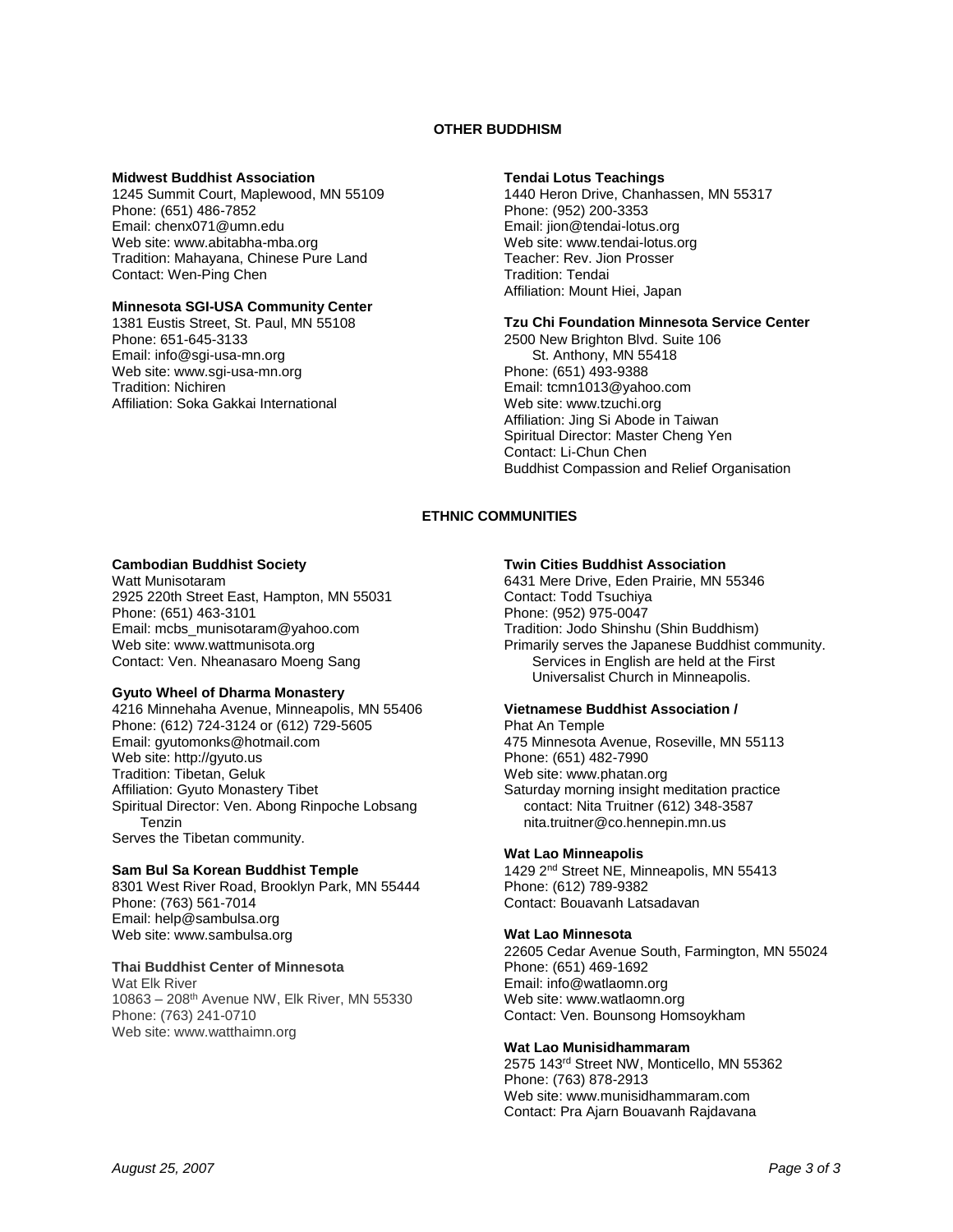## OTHER BUDDHISM

**Midwest Buddhist Association**
1245 Summit Court, Maplewood, MN 55109
Phone: (651) 486-7852
Email: chenx071@umn.edu
Web site: www.abitabha-mba.org
Tradition: Mahayana, Chinese Pure Land
Contact: Wen-Ping Chen

**Minnesota SGI-USA Community Center**
1381 Eustis Street, St. Paul, MN 55108
Phone: 651-645-3133
Email: info@sgi-usa-mn.org
Web site: www.sgi-usa-mn.org
Tradition: Nichiren
Affiliation: Soka Gakkai International

**Tendai Lotus Teachings**
1440 Heron Drive, Chanhassen, MN 55317
Phone: (952) 200-3353
Email: jion@tendai-lotus.org
Web site: www.tendai-lotus.org
Teacher: Rev. Jion Prosser
Tradition: Tendai
Affiliation: Mount Hiei, Japan

**Tzu Chi Foundation Minnesota Service Center**
2500 New Brighton Blvd. Suite 106
St. Anthony, MN 55418
Phone: (651) 493-9388
Email: tcmn1013@yahoo.com
Web site: www.tzuchi.org
Affiliation: Jing Si Abode in Taiwan
Spiritual Director: Master Cheng Yen
Contact: Li-Chun Chen
Buddhist Compassion and Relief Organisation

## ETHNIC COMMUNITIES

**Cambodian Buddhist Society**
Watt Munisotaram
2925 220th Street East, Hampton, MN 55031
Phone: (651) 463-3101
Email: mcbs_munisotaram@yahoo.com
Web site: www.wattmunisota.org
Contact: Ven. Nheanasaro Moeng Sang

**Gyuto Wheel of Dharma Monastery**
4216 Minnehaha Avenue, Minneapolis, MN 55406
Phone: (612) 724-3124 or (612) 729-5605
Email: gyutomonks@hotmail.com
Web site: http://gyuto.us
Tradition: Tibetan, Geluk
Affiliation: Gyuto Monastery Tibet
Spiritual Director: Ven. Abong Rinpoche Lobsang Tenzin
Serves the Tibetan community.

**Sam Bul Sa Korean Buddhist Temple**
8301 West River Road, Brooklyn Park, MN 55444
Phone: (763) 561-7014
Email: help@sambulsa.org
Web site: www.sambulsa.org

**Thai Buddhist Center of Minnesota**
Wat Elk River
10863 – 208th Avenue NW, Elk River, MN 55330
Phone: (763) 241-0710
Web site: www.watthaimn.org

**Twin Cities Buddhist Association**
6431 Mere Drive, Eden Prairie, MN 55346
Contact: Todd Tsuchiya
Phone: (952) 975-0047
Tradition: Jodo Shinshu (Shin Buddhism)
Primarily serves the Japanese Buddhist community. Services in English are held at the First Universalist Church in Minneapolis.

**Vietnamese Buddhist Association /**
Phat An Temple
475 Minnesota Avenue, Roseville, MN 55113
Phone: (651) 482-7990
Web site: www.phatan.org
Saturday morning insight meditation practice contact: Nita Truitner (612) 348-3587 nita.truitner@co.hennepin.mn.us

**Wat Lao Minneapolis**
1429 2nd Street NE, Minneapolis, MN 55413
Phone: (612) 789-9382
Contact: Bouavanh Latsadavan

**Wat Lao Minnesota**
22605 Cedar Avenue South, Farmington, MN 55024
Phone: (651) 469-1692
Email: info@watlaomn.org
Web site: www.watlaomn.org
Contact: Ven. Bounsong Homsoykham

**Wat Lao Munisidhammaram**
2575 143rd Street NW, Monticello, MN 55362
Phone: (763) 878-2913
Web site: www.munisidhammaram.com
Contact: Pra Ajarn Bouavanh Rajdavana

*August 25, 2007*